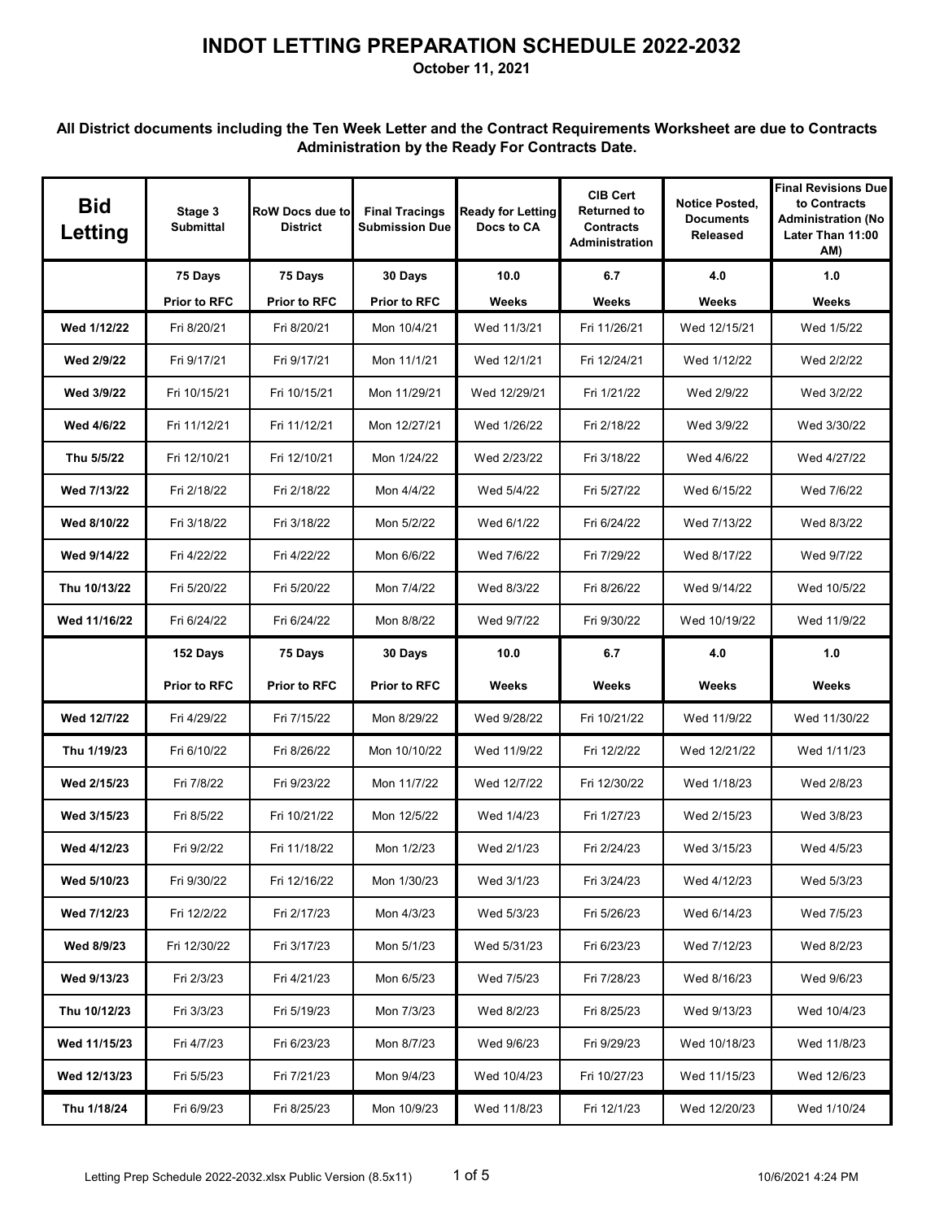# INDOT LETTING PREPARATION SCHEDULE 2022-2032

**October 11, 2021**

**All District documents including the Ten Week Letter and the Contract Requirements Worksheet are due to Contracts Administration by the Ready For Contracts Date.**

| Bid Letting | Stage 3 Submittal | RoW Docs due to District | Final Tracings Submission Due | Ready for Letting Docs to CA | CIB Cert Returned to Contracts Administration | Notice Posted, Documents Released | Final Revisions Due to Contracts Administration (No Later Than 11:00 AM) |
|---|---|---|---|---|---|---|---|
| | 75 Days Prior to RFC | 75 Days Prior to RFC | 30 Days Prior to RFC | 10.0 Weeks | 6.7 Weeks | 4.0 Weeks | 1.0 Weeks |
| Wed 1/12/22 | Fri 8/20/21 | Fri 8/20/21 | Mon 10/4/21 | Wed 11/3/21 | Fri 11/26/21 | Wed 12/15/21 | Wed 1/5/22 |
| Wed 2/9/22 | Fri 9/17/21 | Fri 9/17/21 | Mon 11/1/21 | Wed 12/1/21 | Fri 12/24/21 | Wed 1/12/22 | Wed 2/2/22 |
| Wed 3/9/22 | Fri 10/15/21 | Fri 10/15/21 | Mon 11/29/21 | Wed 12/29/21 | Fri 1/21/22 | Wed 2/9/22 | Wed 3/2/22 |
| Wed 4/6/22 | Fri 11/12/21 | Fri 11/12/21 | Mon 12/27/21 | Wed 1/26/22 | Fri 2/18/22 | Wed 3/9/22 | Wed 3/30/22 |
| Thu 5/5/22 | Fri 12/10/21 | Fri 12/10/21 | Mon 1/24/22 | Wed 2/23/22 | Fri 3/18/22 | Wed 4/6/22 | Wed 4/27/22 |
| Wed 7/13/22 | Fri 2/18/22 | Fri 2/18/22 | Mon 4/4/22 | Wed 5/4/22 | Fri 5/27/22 | Wed 6/15/22 | Wed 7/6/22 |
| Wed 8/10/22 | Fri 3/18/22 | Fri 3/18/22 | Mon 5/2/22 | Wed 6/1/22 | Fri 6/24/22 | Wed 7/13/22 | Wed 8/3/22 |
| Wed 9/14/22 | Fri 4/22/22 | Fri 4/22/22 | Mon 6/6/22 | Wed 7/6/22 | Fri 7/29/22 | Wed 8/17/22 | Wed 9/7/22 |
| Thu 10/13/22 | Fri 5/20/22 | Fri 5/20/22 | Mon 7/4/22 | Wed 8/3/22 | Fri 8/26/22 | Wed 9/14/22 | Wed 10/5/22 |
| Wed 11/16/22 | Fri 6/24/22 | Fri 6/24/22 | Mon 8/8/22 | Wed 9/7/22 | Fri 9/30/22 | Wed 10/19/22 | Wed 11/9/22 |
| | 152 Days Prior to RFC | 75 Days Prior to RFC | 30 Days Prior to RFC | 10.0 Weeks | 6.7 Weeks | 4.0 Weeks | 1.0 Weeks |
| Wed 12/7/22 | Fri 4/29/22 | Fri 7/15/22 | Mon 8/29/22 | Wed 9/28/22 | Fri 10/21/22 | Wed 11/9/22 | Wed 11/30/22 |
| Thu 1/19/23 | Fri 6/10/22 | Fri 8/26/22 | Mon 10/10/22 | Wed 11/9/22 | Fri 12/2/22 | Wed 12/21/22 | Wed 1/11/23 |
| Wed 2/15/23 | Fri 7/8/22 | Fri 9/23/22 | Mon 11/7/22 | Wed 12/7/22 | Fri 12/30/22 | Wed 1/18/23 | Wed 2/8/23 |
| Wed 3/15/23 | Fri 8/5/22 | Fri 10/21/22 | Mon 12/5/22 | Wed 1/4/23 | Fri 1/27/23 | Wed 2/15/23 | Wed 3/8/23 |
| Wed 4/12/23 | Fri 9/2/22 | Fri 11/18/22 | Mon 1/2/23 | Wed 2/1/23 | Fri 2/24/23 | Wed 3/15/23 | Wed 4/5/23 |
| Wed 5/10/23 | Fri 9/30/22 | Fri 12/16/22 | Mon 1/30/23 | Wed 3/1/23 | Fri 3/24/23 | Wed 4/12/23 | Wed 5/3/23 |
| Wed 7/12/23 | Fri 12/2/22 | Fri 2/17/23 | Mon 4/3/23 | Wed 5/3/23 | Fri 5/26/23 | Wed 6/14/23 | Wed 7/5/23 |
| Wed 8/9/23 | Fri 12/30/22 | Fri 3/17/23 | Mon 5/1/23 | Wed 5/31/23 | Fri 6/23/23 | Wed 7/12/23 | Wed 8/2/23 |
| Wed 9/13/23 | Fri 2/3/23 | Fri 4/21/23 | Mon 6/5/23 | Wed 7/5/23 | Fri 7/28/23 | Wed 8/16/23 | Wed 9/6/23 |
| Thu 10/12/23 | Fri 3/3/23 | Fri 5/19/23 | Mon 7/3/23 | Wed 8/2/23 | Fri 8/25/23 | Wed 9/13/23 | Wed 10/4/23 |
| Wed 11/15/23 | Fri 4/7/23 | Fri 6/23/23 | Mon 8/7/23 | Wed 9/6/23 | Fri 9/29/23 | Wed 10/18/23 | Wed 11/8/23 |
| Wed 12/13/23 | Fri 5/5/23 | Fri 7/21/23 | Mon 9/4/23 | Wed 10/4/23 | Fri 10/27/23 | Wed 11/15/23 | Wed 12/6/23 |
| Thu 1/18/24 | Fri 6/9/23 | Fri 8/25/23 | Mon 10/9/23 | Wed 11/8/23 | Fri 12/1/23 | Wed 12/20/23 | Wed 1/10/24 |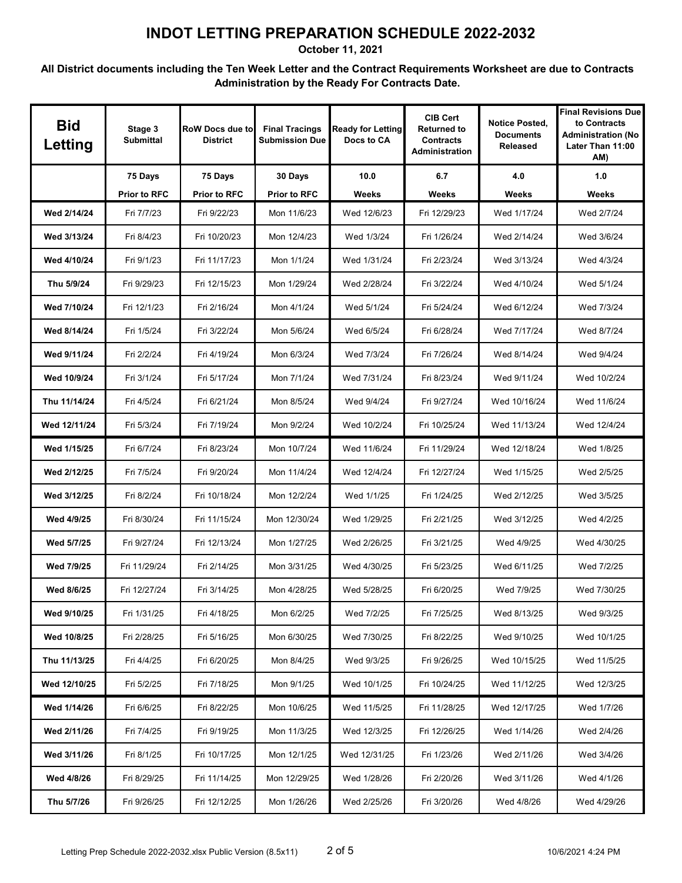# INDOT LETTING PREPARATION SCHEDULE 2022-2032

**October 11, 2021**

**All District documents including the Ten Week Letter and the Contract Requirements Worksheet are due to Contracts Administration by the Ready For Contracts Date.**

| Bid Letting | Stage 3 Submittal | RoW Docs due to District | Final Tracings Submission Due | Ready for Letting Docs to CA | CIB Cert Returned to Contracts Administration | Notice Posted, Documents Released | Final Revisions Due to Contracts Administration (No Later Than 11:00 AM) |
|---|---|---|---|---|---|---|---|
| | 75 Days Prior to RFC | 75 Days Prior to RFC | 30 Days Prior to RFC | 10.0 Weeks | 6.7 Weeks | 4.0 Weeks | 1.0 Weeks |
| Wed 2/14/24 | Fri 7/7/23 | Fri 9/22/23 | Mon 11/6/23 | Wed 12/6/23 | Fri 12/29/23 | Wed 1/17/24 | Wed 2/7/24 |
| Wed 3/13/24 | Fri 8/4/23 | Fri 10/20/23 | Mon 12/4/23 | Wed 1/3/24 | Fri 1/26/24 | Wed 2/14/24 | Wed 3/6/24 |
| Wed 4/10/24 | Fri 9/1/23 | Fri 11/17/23 | Mon 1/1/24 | Wed 1/31/24 | Fri 2/23/24 | Wed 3/13/24 | Wed 4/3/24 |
| Thu 5/9/24 | Fri 9/29/23 | Fri 12/15/23 | Mon 1/29/24 | Wed 2/28/24 | Fri 3/22/24 | Wed 4/10/24 | Wed 5/1/24 |
| Wed 7/10/24 | Fri 12/1/23 | Fri 2/16/24 | Mon 4/1/24 | Wed 5/1/24 | Fri 5/24/24 | Wed 6/12/24 | Wed 7/3/24 |
| Wed 8/14/24 | Fri 1/5/24 | Fri 3/22/24 | Mon 5/6/24 | Wed 6/5/24 | Fri 6/28/24 | Wed 7/17/24 | Wed 8/7/24 |
| Wed 9/11/24 | Fri 2/2/24 | Fri 4/19/24 | Mon 6/3/24 | Wed 7/3/24 | Fri 7/26/24 | Wed 8/14/24 | Wed 9/4/24 |
| Wed 10/9/24 | Fri 3/1/24 | Fri 5/17/24 | Mon 7/1/24 | Wed 7/31/24 | Fri 8/23/24 | Wed 9/11/24 | Wed 10/2/24 |
| Thu 11/14/24 | Fri 4/5/24 | Fri 6/21/24 | Mon 8/5/24 | Wed 9/4/24 | Fri 9/27/24 | Wed 10/16/24 | Wed 11/6/24 |
| Wed 12/11/24 | Fri 5/3/24 | Fri 7/19/24 | Mon 9/2/24 | Wed 10/2/24 | Fri 10/25/24 | Wed 11/13/24 | Wed 12/4/24 |
| Wed 1/15/25 | Fri 6/7/24 | Fri 8/23/24 | Mon 10/7/24 | Wed 11/6/24 | Fri 11/29/24 | Wed 12/18/24 | Wed 1/8/25 |
| Wed 2/12/25 | Fri 7/5/24 | Fri 9/20/24 | Mon 11/4/24 | Wed 12/4/24 | Fri 12/27/24 | Wed 1/15/25 | Wed 2/5/25 |
| Wed 3/12/25 | Fri 8/2/24 | Fri 10/18/24 | Mon 12/2/24 | Wed 1/1/25 | Fri 1/24/25 | Wed 2/12/25 | Wed 3/5/25 |
| Wed 4/9/25 | Fri 8/30/24 | Fri 11/15/24 | Mon 12/30/24 | Wed 1/29/25 | Fri 2/21/25 | Wed 3/12/25 | Wed 4/2/25 |
| Wed 5/7/25 | Fri 9/27/24 | Fri 12/13/24 | Mon 1/27/25 | Wed 2/26/25 | Fri 3/21/25 | Wed 4/9/25 | Wed 4/30/25 |
| Wed 7/9/25 | Fri 11/29/24 | Fri 2/14/25 | Mon 3/31/25 | Wed 4/30/25 | Fri 5/23/25 | Wed 6/11/25 | Wed 7/2/25 |
| Wed 8/6/25 | Fri 12/27/24 | Fri 3/14/25 | Mon 4/28/25 | Wed 5/28/25 | Fri 6/20/25 | Wed 7/9/25 | Wed 7/30/25 |
| Wed 9/10/25 | Fri 1/31/25 | Fri 4/18/25 | Mon 6/2/25 | Wed 7/2/25 | Fri 7/25/25 | Wed 8/13/25 | Wed 9/3/25 |
| Wed 10/8/25 | Fri 2/28/25 | Fri 5/16/25 | Mon 6/30/25 | Wed 7/30/25 | Fri 8/22/25 | Wed 9/10/25 | Wed 10/1/25 |
| Thu 11/13/25 | Fri 4/4/25 | Fri 6/20/25 | Mon 8/4/25 | Wed 9/3/25 | Fri 9/26/25 | Wed 10/15/25 | Wed 11/5/25 |
| Wed 12/10/25 | Fri 5/2/25 | Fri 7/18/25 | Mon 9/1/25 | Wed 10/1/25 | Fri 10/24/25 | Wed 11/12/25 | Wed 12/3/25 |
| Wed 1/14/26 | Fri 6/6/25 | Fri 8/22/25 | Mon 10/6/25 | Wed 11/5/25 | Fri 11/28/25 | Wed 12/17/25 | Wed 1/7/26 |
| Wed 2/11/26 | Fri 7/4/25 | Fri 9/19/25 | Mon 11/3/25 | Wed 12/3/25 | Fri 12/26/25 | Wed 1/14/26 | Wed 2/4/26 |
| Wed 3/11/26 | Fri 8/1/25 | Fri 10/17/25 | Mon 12/1/25 | Wed 12/31/25 | Fri 1/23/26 | Wed 2/11/26 | Wed 3/4/26 |
| Wed 4/8/26 | Fri 8/29/25 | Fri 11/14/25 | Mon 12/29/25 | Wed 1/28/26 | Fri 2/20/26 | Wed 3/11/26 | Wed 4/1/26 |
| Thu 5/7/26 | Fri 9/26/25 | Fri 12/12/25 | Mon 1/26/26 | Wed 2/25/26 | Fri 3/20/26 | Wed 4/8/26 | Wed 4/29/26 |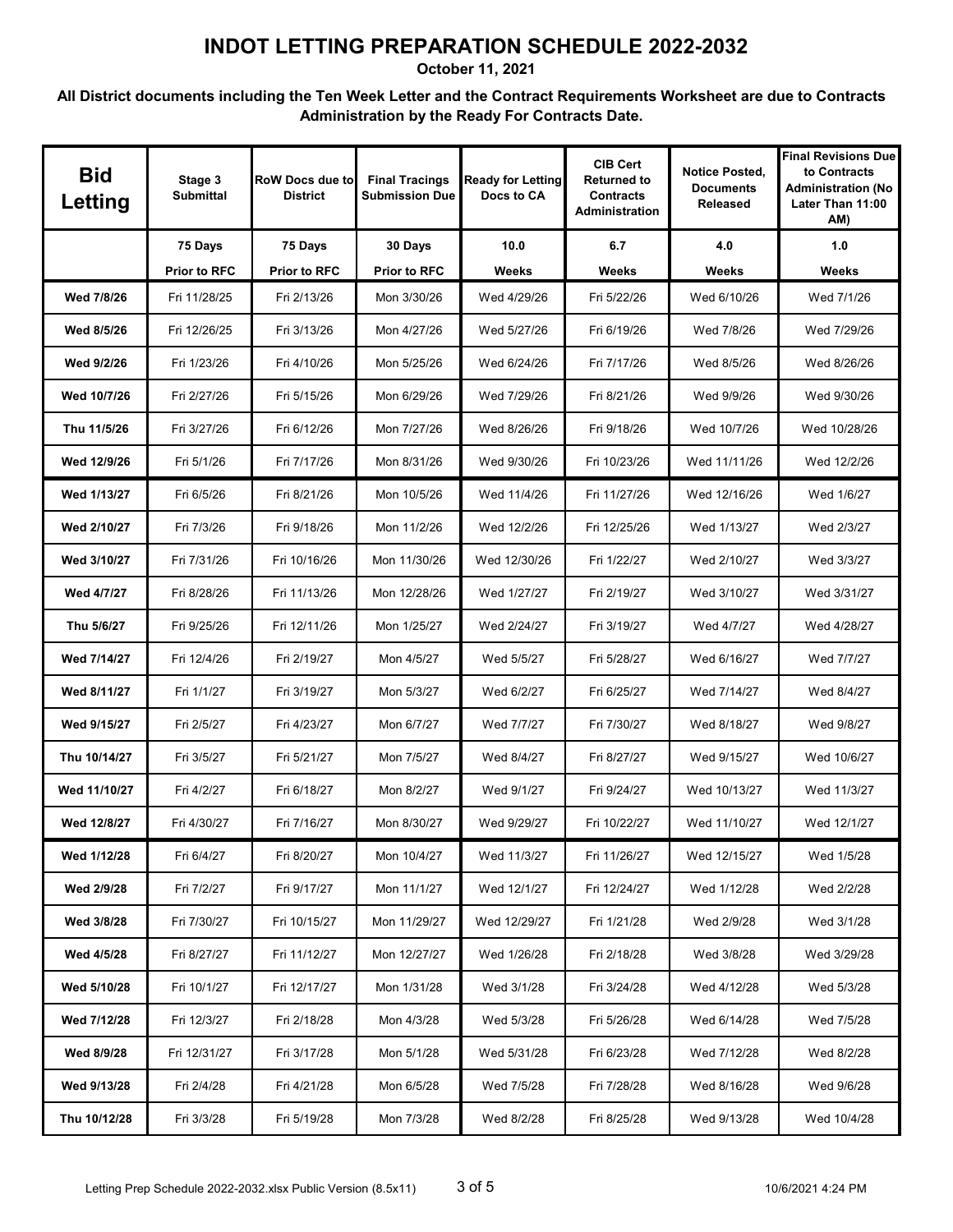# INDOT LETTING PREPARATION SCHEDULE 2022-2032

**October 11, 2021**

**All District documents including the Ten Week Letter and the Contract Requirements Worksheet are due to Contracts Administration by the Ready For Contracts Date.**

| Bid Letting | Stage 3 Submittal | RoW Docs due to District | Final Tracings Submission Due | Ready for Letting Docs to CA | CIB Cert Returned to Contracts Administration | Notice Posted, Documents Released | Final Revisions Due to Contracts Administration (No Later Than 11:00 AM) |
|---|---|---|---|---|---|---|---|
| | 75 Days Prior to RFC | 75 Days Prior to RFC | 30 Days Prior to RFC | 10.0 Weeks | 6.7 Weeks | 4.0 Weeks | 1.0 Weeks |
| Wed 7/8/26 | Fri 11/28/25 | Fri 2/13/26 | Mon 3/30/26 | Wed 4/29/26 | Fri 5/22/26 | Wed 6/10/26 | Wed 7/1/26 |
| Wed 8/5/26 | Fri 12/26/25 | Fri 3/13/26 | Mon 4/27/26 | Wed 5/27/26 | Fri 6/19/26 | Wed 7/8/26 | Wed 7/29/26 |
| Wed 9/2/26 | Fri 1/23/26 | Fri 4/10/26 | Mon 5/25/26 | Wed 6/24/26 | Fri 7/17/26 | Wed 8/5/26 | Wed 8/26/26 |
| Wed 10/7/26 | Fri 2/27/26 | Fri 5/15/26 | Mon 6/29/26 | Wed 7/29/26 | Fri 8/21/26 | Wed 9/9/26 | Wed 9/30/26 |
| Thu 11/5/26 | Fri 3/27/26 | Fri 6/12/26 | Mon 7/27/26 | Wed 8/26/26 | Fri 9/18/26 | Wed 10/7/26 | Wed 10/28/26 |
| Wed 12/9/26 | Fri 5/1/26 | Fri 7/17/26 | Mon 8/31/26 | Wed 9/30/26 | Fri 10/23/26 | Wed 11/11/26 | Wed 12/2/26 |
| Wed 1/13/27 | Fri 6/5/26 | Fri 8/21/26 | Mon 10/5/26 | Wed 11/4/26 | Fri 11/27/26 | Wed 12/16/26 | Wed 1/6/27 |
| Wed 2/10/27 | Fri 7/3/26 | Fri 9/18/26 | Mon 11/2/26 | Wed 12/2/26 | Fri 12/25/26 | Wed 1/13/27 | Wed 2/3/27 |
| Wed 3/10/27 | Fri 7/31/26 | Fri 10/16/26 | Mon 11/30/26 | Wed 12/30/26 | Fri 1/22/27 | Wed 2/10/27 | Wed 3/3/27 |
| Wed 4/7/27 | Fri 8/28/26 | Fri 11/13/26 | Mon 12/28/26 | Wed 1/27/27 | Fri 2/19/27 | Wed 3/10/27 | Wed 3/31/27 |
| Thu 5/6/27 | Fri 9/25/26 | Fri 12/11/26 | Mon 1/25/27 | Wed 2/24/27 | Fri 3/19/27 | Wed 4/7/27 | Wed 4/28/27 |
| Wed 7/14/27 | Fri 12/4/26 | Fri 2/19/27 | Mon 4/5/27 | Wed 5/5/27 | Fri 5/28/27 | Wed 6/16/27 | Wed 7/7/27 |
| Wed 8/11/27 | Fri 1/1/27 | Fri 3/19/27 | Mon 5/3/27 | Wed 6/2/27 | Fri 6/25/27 | Wed 7/14/27 | Wed 8/4/27 |
| Wed 9/15/27 | Fri 2/5/27 | Fri 4/23/27 | Mon 6/7/27 | Wed 7/7/27 | Fri 7/30/27 | Wed 8/18/27 | Wed 9/8/27 |
| Thu 10/14/27 | Fri 3/5/27 | Fri 5/21/27 | Mon 7/5/27 | Wed 8/4/27 | Fri 8/27/27 | Wed 9/15/27 | Wed 10/6/27 |
| Wed 11/10/27 | Fri 4/2/27 | Fri 6/18/27 | Mon 8/2/27 | Wed 9/1/27 | Fri 9/24/27 | Wed 10/13/27 | Wed 11/3/27 |
| Wed 12/8/27 | Fri 4/30/27 | Fri 7/16/27 | Mon 8/30/27 | Wed 9/29/27 | Fri 10/22/27 | Wed 11/10/27 | Wed 12/1/27 |
| Wed 1/12/28 | Fri 6/4/27 | Fri 8/20/27 | Mon 10/4/27 | Wed 11/3/27 | Fri 11/26/27 | Wed 12/15/27 | Wed 1/5/28 |
| Wed 2/9/28 | Fri 7/2/27 | Fri 9/17/27 | Mon 11/1/27 | Wed 12/1/27 | Fri 12/24/27 | Wed 1/12/28 | Wed 2/2/28 |
| Wed 3/8/28 | Fri 7/30/27 | Fri 10/15/27 | Mon 11/29/27 | Wed 12/29/27 | Fri 1/21/28 | Wed 2/9/28 | Wed 3/1/28 |
| Wed 4/5/28 | Fri 8/27/27 | Fri 11/12/27 | Mon 12/27/27 | Wed 1/26/28 | Fri 2/18/28 | Wed 3/8/28 | Wed 3/29/28 |
| Wed 5/10/28 | Fri 10/1/27 | Fri 12/17/27 | Mon 1/31/28 | Wed 3/1/28 | Fri 3/24/28 | Wed 4/12/28 | Wed 5/3/28 |
| Wed 7/12/28 | Fri 12/3/27 | Fri 2/18/28 | Mon 4/3/28 | Wed 5/3/28 | Fri 5/26/28 | Wed 6/14/28 | Wed 7/5/28 |
| Wed 8/9/28 | Fri 12/31/27 | Fri 3/17/28 | Mon 5/1/28 | Wed 5/31/28 | Fri 6/23/28 | Wed 7/12/28 | Wed 8/2/28 |
| Wed 9/13/28 | Fri 2/4/28 | Fri 4/21/28 | Mon 6/5/28 | Wed 7/5/28 | Fri 7/28/28 | Wed 8/16/28 | Wed 9/6/28 |
| Thu 10/12/28 | Fri 3/3/28 | Fri 5/19/28 | Mon 7/3/28 | Wed 8/2/28 | Fri 8/25/28 | Wed 9/13/28 | Wed 10/4/28 |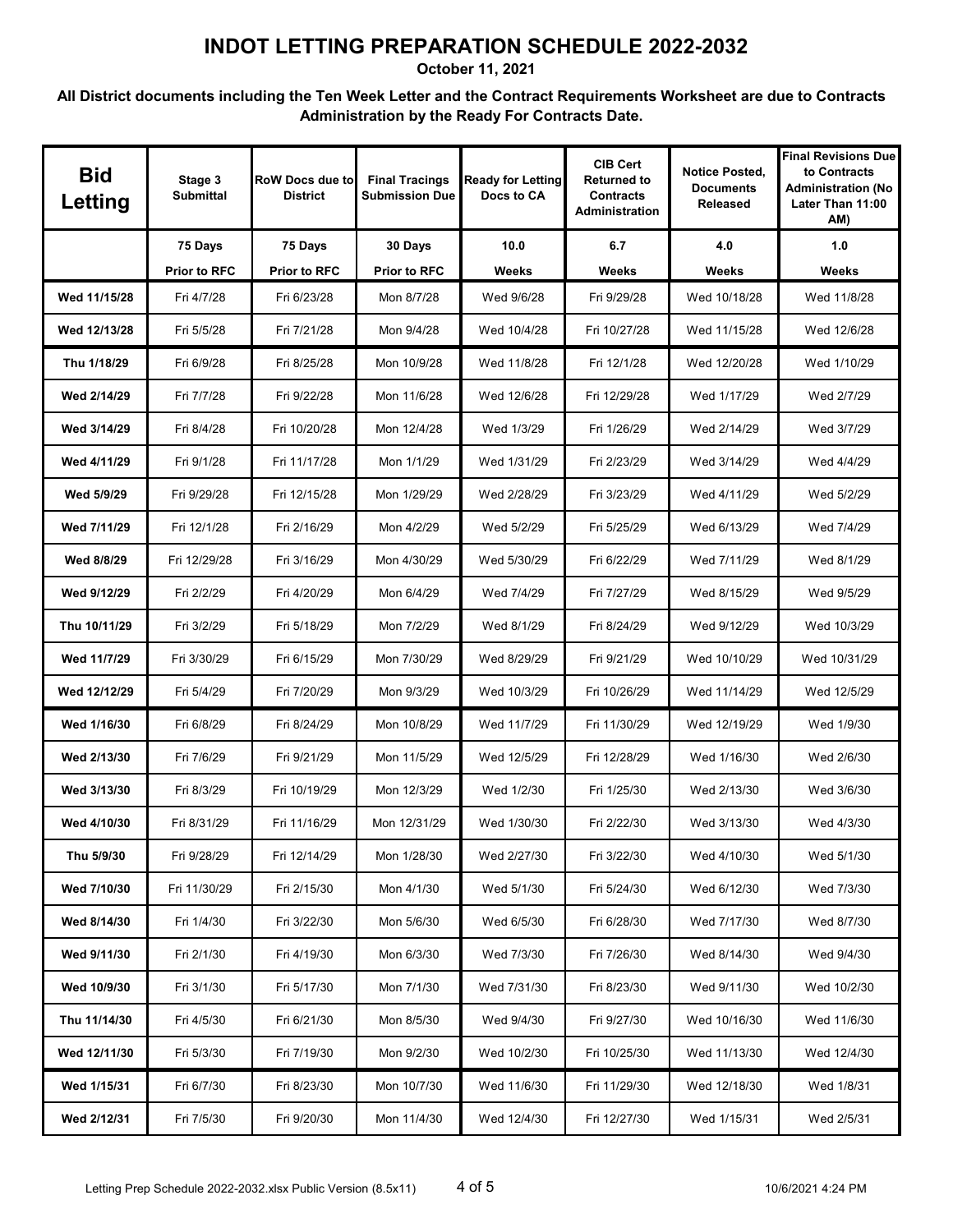# INDOT LETTING PREPARATION SCHEDULE 2022-2032

**October 11, 2021**

**All District documents including the Ten Week Letter and the Contract Requirements Worksheet are due to Contracts Administration by the Ready For Contracts Date.**

| Bid Letting | Stage 3 Submittal | RoW Docs due to District | Final Tracings Submission Due | Ready for Letting Docs to CA | CIB Cert Returned to Contracts Administration | Notice Posted, Documents Released | Final Revisions Due to Contracts Administration (No Later Than 11:00 AM) |
|---|---|---|---|---|---|---|---|
| | 75 Days Prior to RFC | 75 Days Prior to RFC | 30 Days Prior to RFC | 10.0 Weeks | 6.7 Weeks | 4.0 Weeks | 1.0 Weeks |
| Wed 11/15/28 | Fri 4/7/28 | Fri 6/23/28 | Mon 8/7/28 | Wed 9/6/28 | Fri 9/29/28 | Wed 10/18/28 | Wed 11/8/28 |
| Wed 12/13/28 | Fri 5/5/28 | Fri 7/21/28 | Mon 9/4/28 | Wed 10/4/28 | Fri 10/27/28 | Wed 11/15/28 | Wed 12/6/28 |
| Thu 1/18/29 | Fri 6/9/28 | Fri 8/25/28 | Mon 10/9/28 | Wed 11/8/28 | Fri 12/1/28 | Wed 12/20/28 | Wed 1/10/29 |
| Wed 2/14/29 | Fri 7/7/28 | Fri 9/22/28 | Mon 11/6/28 | Wed 12/6/28 | Fri 12/29/28 | Wed 1/17/29 | Wed 2/7/29 |
| Wed 3/14/29 | Fri 8/4/28 | Fri 10/20/28 | Mon 12/4/28 | Wed 1/3/29 | Fri 1/26/29 | Wed 2/14/29 | Wed 3/7/29 |
| Wed 4/11/29 | Fri 9/1/28 | Fri 11/17/28 | Mon 1/1/29 | Wed 1/31/29 | Fri 2/23/29 | Wed 3/14/29 | Wed 4/4/29 |
| Wed 5/9/29 | Fri 9/29/28 | Fri 12/15/28 | Mon 1/29/29 | Wed 2/28/29 | Fri 3/23/29 | Wed 4/11/29 | Wed 5/2/29 |
| Wed 7/11/29 | Fri 12/1/28 | Fri 2/16/29 | Mon 4/2/29 | Wed 5/2/29 | Fri 5/25/29 | Wed 6/13/29 | Wed 7/4/29 |
| Wed 8/8/29 | Fri 12/29/28 | Fri 3/16/29 | Mon 4/30/29 | Wed 5/30/29 | Fri 6/22/29 | Wed 7/11/29 | Wed 8/1/29 |
| Wed 9/12/29 | Fri 2/2/29 | Fri 4/20/29 | Mon 6/4/29 | Wed 7/4/29 | Fri 7/27/29 | Wed 8/15/29 | Wed 9/5/29 |
| Thu 10/11/29 | Fri 3/2/29 | Fri 5/18/29 | Mon 7/2/29 | Wed 8/1/29 | Fri 8/24/29 | Wed 9/12/29 | Wed 10/3/29 |
| Wed 11/7/29 | Fri 3/30/29 | Fri 6/15/29 | Mon 7/30/29 | Wed 8/29/29 | Fri 9/21/29 | Wed 10/10/29 | Wed 10/31/29 |
| Wed 12/12/29 | Fri 5/4/29 | Fri 7/20/29 | Mon 9/3/29 | Wed 10/3/29 | Fri 10/26/29 | Wed 11/14/29 | Wed 12/5/29 |
| Wed 1/16/30 | Fri 6/8/29 | Fri 8/24/29 | Mon 10/8/29 | Wed 11/7/29 | Fri 11/30/29 | Wed 12/19/29 | Wed 1/9/30 |
| Wed 2/13/30 | Fri 7/6/29 | Fri 9/21/29 | Mon 11/5/29 | Wed 12/5/29 | Fri 12/28/29 | Wed 1/16/30 | Wed 2/6/30 |
| Wed 3/13/30 | Fri 8/3/29 | Fri 10/19/29 | Mon 12/3/29 | Wed 1/2/30 | Fri 1/25/30 | Wed 2/13/30 | Wed 3/6/30 |
| Wed 4/10/30 | Fri 8/31/29 | Fri 11/16/29 | Mon 12/31/29 | Wed 1/30/30 | Fri 2/22/30 | Wed 3/13/30 | Wed 4/3/30 |
| Thu 5/9/30 | Fri 9/28/29 | Fri 12/14/29 | Mon 1/28/30 | Wed 2/27/30 | Fri 3/22/30 | Wed 4/10/30 | Wed 5/1/30 |
| Wed 7/10/30 | Fri 11/30/29 | Fri 2/15/30 | Mon 4/1/30 | Wed 5/1/30 | Fri 5/24/30 | Wed 6/12/30 | Wed 7/3/30 |
| Wed 8/14/30 | Fri 1/4/30 | Fri 3/22/30 | Mon 5/6/30 | Wed 6/5/30 | Fri 6/28/30 | Wed 7/17/30 | Wed 8/7/30 |
| Wed 9/11/30 | Fri 2/1/30 | Fri 4/19/30 | Mon 6/3/30 | Wed 7/3/30 | Fri 7/26/30 | Wed 8/14/30 | Wed 9/4/30 |
| Wed 10/9/30 | Fri 3/1/30 | Fri 5/17/30 | Mon 7/1/30 | Wed 7/31/30 | Fri 8/23/30 | Wed 9/11/30 | Wed 10/2/30 |
| Thu 11/14/30 | Fri 4/5/30 | Fri 6/21/30 | Mon 8/5/30 | Wed 9/4/30 | Fri 9/27/30 | Wed 10/16/30 | Wed 11/6/30 |
| Wed 12/11/30 | Fri 5/3/30 | Fri 7/19/30 | Mon 9/2/30 | Wed 10/2/30 | Fri 10/25/30 | Wed 11/13/30 | Wed 12/4/30 |
| Wed 1/15/31 | Fri 6/7/30 | Fri 8/23/30 | Mon 10/7/30 | Wed 11/6/30 | Fri 11/29/30 | Wed 12/18/30 | Wed 1/8/31 |
| Wed 2/12/31 | Fri 7/5/30 | Fri 9/20/30 | Mon 11/4/30 | Wed 12/4/30 | Fri 12/27/30 | Wed 1/15/31 | Wed 2/5/31 |

Letting Prep Schedule 2022-2032.xlsx Public Version (8.5x11) — 10/6/2021 4:24 PM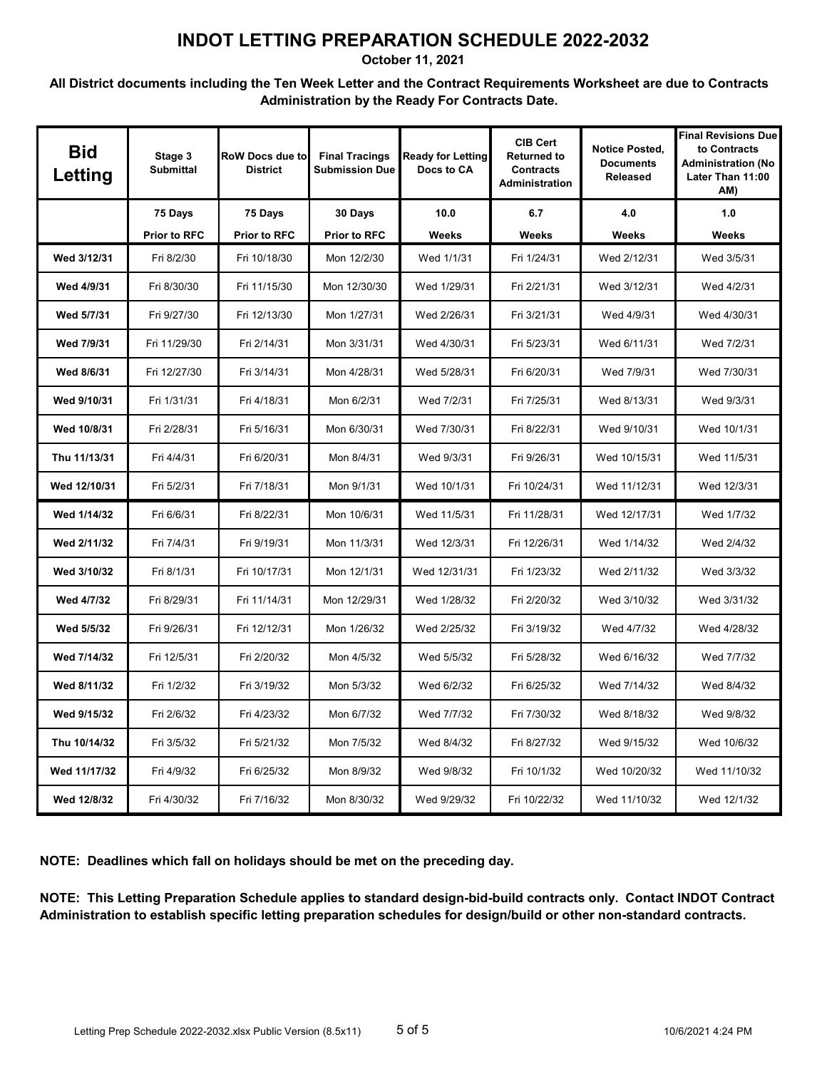# INDOT LETTING PREPARATION SCHEDULE 2022-2032

**October 11, 2021**

**All District documents including the Ten Week Letter and the Contract Requirements Worksheet are due to Contracts Administration by the Ready For Contracts Date.**

| Bid Letting | Stage 3 Submittal | RoW Docs due to District | Final Tracings Submission Due | Ready for Letting Docs to CA | CIB Cert Returned to Contracts Administration | Notice Posted, Documents Released | Final Revisions Due to Contracts Administration (No Later Than 11:00 AM) |
|---|---|---|---|---|---|---|---|
| | 75 Days Prior to RFC | 75 Days Prior to RFC | 30 Days Prior to RFC | 10.0 Weeks | 6.7 Weeks | 4.0 Weeks | 1.0 Weeks |
| Wed 3/12/31 | Fri 8/2/30 | Fri 10/18/30 | Mon 12/2/30 | Wed 1/1/31 | Fri 1/24/31 | Wed 2/12/31 | Wed 3/5/31 |
| Wed 4/9/31 | Fri 8/30/30 | Fri 11/15/30 | Mon 12/30/30 | Wed 1/29/31 | Fri 2/21/31 | Wed 3/12/31 | Wed 4/2/31 |
| Wed 5/7/31 | Fri 9/27/30 | Fri 12/13/30 | Mon 1/27/31 | Wed 2/26/31 | Fri 3/21/31 | Wed 4/9/31 | Wed 4/30/31 |
| Wed 7/9/31 | Fri 11/29/30 | Fri 2/14/31 | Mon 3/31/31 | Wed 4/30/31 | Fri 5/23/31 | Wed 6/11/31 | Wed 7/2/31 |
| Wed 8/6/31 | Fri 12/27/30 | Fri 3/14/31 | Mon 4/28/31 | Wed 5/28/31 | Fri 6/20/31 | Wed 7/9/31 | Wed 7/30/31 |
| Wed 9/10/31 | Fri 1/31/31 | Fri 4/18/31 | Mon 6/2/31 | Wed 7/2/31 | Fri 7/25/31 | Wed 8/13/31 | Wed 9/3/31 |
| Wed 10/8/31 | Fri 2/28/31 | Fri 5/16/31 | Mon 6/30/31 | Wed 7/30/31 | Fri 8/22/31 | Wed 9/10/31 | Wed 10/1/31 |
| Thu 11/13/31 | Fri 4/4/31 | Fri 6/20/31 | Mon 8/4/31 | Wed 9/3/31 | Fri 9/26/31 | Wed 10/15/31 | Wed 11/5/31 |
| Wed 12/10/31 | Fri 5/2/31 | Fri 7/18/31 | Mon 9/1/31 | Wed 10/1/31 | Fri 10/24/31 | Wed 11/12/31 | Wed 12/3/31 |
| Wed 1/14/32 | Fri 6/6/31 | Fri 8/22/31 | Mon 10/6/31 | Wed 11/5/31 | Fri 11/28/31 | Wed 12/17/31 | Wed 1/7/32 |
| Wed 2/11/32 | Fri 7/4/31 | Fri 9/19/31 | Mon 11/3/31 | Wed 12/3/31 | Fri 12/26/31 | Wed 1/14/32 | Wed 2/4/32 |
| Wed 3/10/32 | Fri 8/1/31 | Fri 10/17/31 | Mon 12/1/31 | Wed 12/31/31 | Fri 1/23/32 | Wed 2/11/32 | Wed 3/3/32 |
| Wed 4/7/32 | Fri 8/29/31 | Fri 11/14/31 | Mon 12/29/31 | Wed 1/28/32 | Fri 2/20/32 | Wed 3/10/32 | Wed 3/31/32 |
| Wed 5/5/32 | Fri 9/26/31 | Fri 12/12/31 | Mon 1/26/32 | Wed 2/25/32 | Fri 3/19/32 | Wed 4/7/32 | Wed 4/28/32 |
| Wed 7/14/32 | Fri 12/5/31 | Fri 2/20/32 | Mon 4/5/32 | Wed 5/5/32 | Fri 5/28/32 | Wed 6/16/32 | Wed 7/7/32 |
| Wed 8/11/32 | Fri 1/2/32 | Fri 3/19/32 | Mon 5/3/32 | Wed 6/2/32 | Fri 6/25/32 | Wed 7/14/32 | Wed 8/4/32 |
| Wed 9/15/32 | Fri 2/6/32 | Fri 4/23/32 | Mon 6/7/32 | Wed 7/7/32 | Fri 7/30/32 | Wed 8/18/32 | Wed 9/8/32 |
| Thu 10/14/32 | Fri 3/5/32 | Fri 5/21/32 | Mon 7/5/32 | Wed 8/4/32 | Fri 8/27/32 | Wed 9/15/32 | Wed 10/6/32 |
| Wed 11/17/32 | Fri 4/9/32 | Fri 6/25/32 | Mon 8/9/32 | Wed 9/8/32 | Fri 10/1/32 | Wed 10/20/32 | Wed 11/10/32 |
| Wed 12/8/32 | Fri 4/30/32 | Fri 7/16/32 | Mon 8/30/32 | Wed 9/29/32 | Fri 10/22/32 | Wed 11/10/32 | Wed 12/1/32 |

**NOTE: Deadlines which fall on holidays should be met on the preceding day.**

**NOTE: This Letting Preparation Schedule applies to standard design-bid-build contracts only. Contact INDOT Contract Administration to establish specific letting preparation schedules for design/build or other non-standard contracts.**